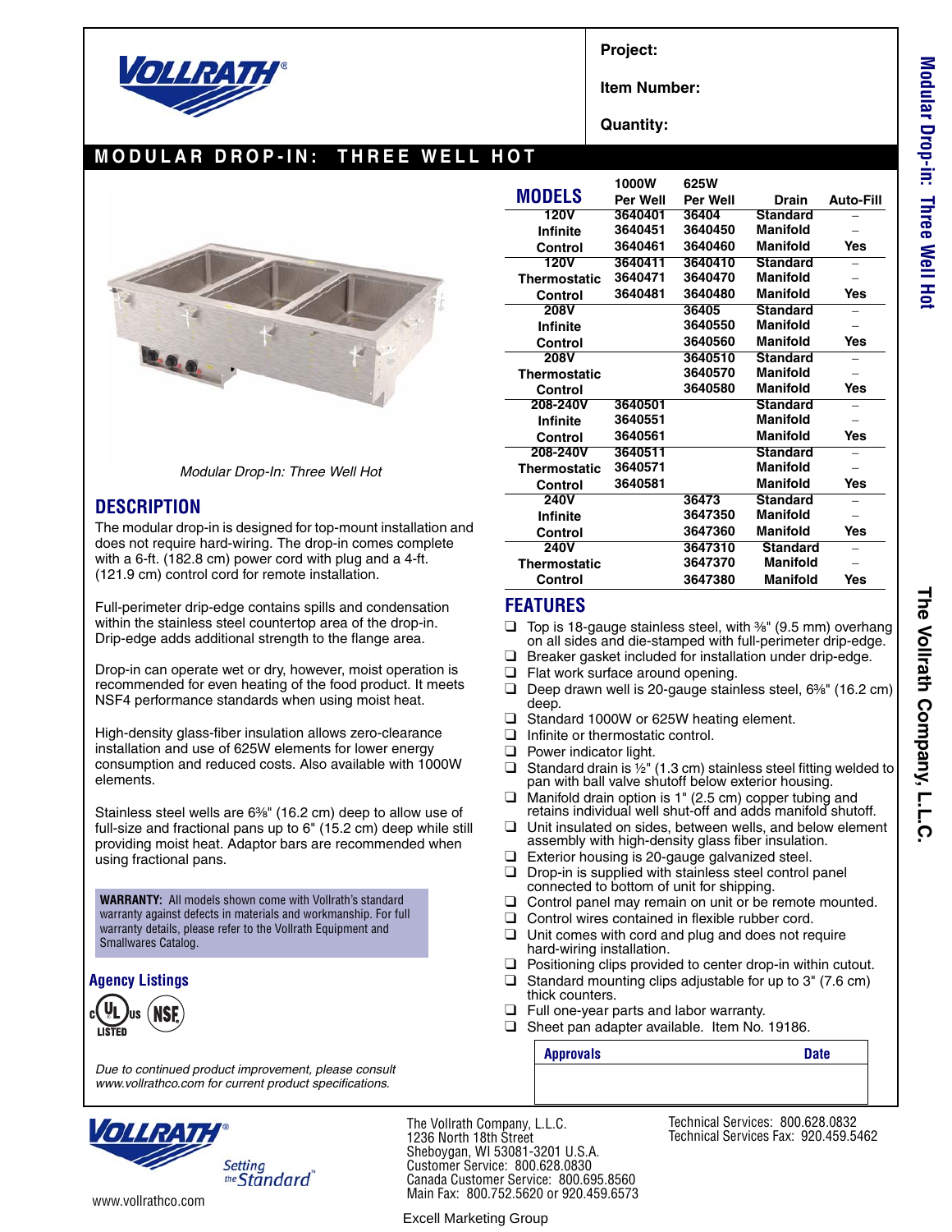# MODULAR DROP-IN: THREE WELL HOT

**Project:**

**Item Number:**

**Quantity:**

Modular Drop-In: Three Well Hot

## DESCRIPTION

The modular drop-in is designed for top-mount installation and does not require hard-wiring. The drop-in comes complete with a 6-ft. (182.8 cm) power cord with plug and a 4-ft. (121.9 cm) control cord for remote installation.

Full-perimeter drip-edge contains spills and condensation within the stainless steel countertop area of the drop-in. Drip-edge adds additional strength to the flange area.

Drop-in can operate wet or dry, however, moist operation is recommended for even heating of the food product. It meets NSF4 performance standards when using moist heat.

High-density glass-fiber insulation allows zero-clearance installation and use of 625W elements for lower energy consumption and reduced costs. Also available with 1000W elements.

Stainless steel wells are 6⅜" (16.2 cm) deep to allow use of full-size and fractional pans up to 6" (15.2 cm) deep while still providing moist heat. Adaptor bars are recommended when using fractional pans.

**WARRANTY:** All models shown come with Vollrath's standard warranty against defects in materials and workmanship. For full warranty details, please refer to the Vollrath Equipment and Smallwares Catalog.

### Agency Listings

cULus LISTED, NSF

*Due to continued product improvement, please consult www.vollrathco.com for current product specifications.*

## MODELS

| MODELS | 1000W Per Well | 625W Per Well | Drain | Auto-Fill |
|---|---|---|---|---|
| 120V Infinite Control | 3640401 | 36404 | Standard | – |
| | 3640451 | 3640450 | Manifold | – |
| | 3640461 | 3640460 | Manifold | Yes |
| 120V Thermostatic Control | 3640411 | 3640410 | Standard | – |
| | 3640471 | 3640470 | Manifold | – |
| | 3640481 | 3640480 | Manifold | Yes |
| 208V Infinite Control | | 36405 | Standard | – |
| | | 3640550 | Manifold | – |
| | | 3640560 | Manifold | Yes |
| 208V Thermostatic Control | | 3640510 | Standard | – |
| | | 3640570 | Manifold | – |
| | | 3640580 | Manifold | Yes |
| 208-240V Infinite Control | 3640501 | | Standard | – |
| | 3640551 | | Manifold | – |
| | 3640561 | | Manifold | Yes |
| 208-240V Thermostatic Control | 3640511 | | Standard | – |
| | 3640571 | | Manifold | – |
| | 3640581 | | Manifold | Yes |
| 240V Infinite Control | | 36473 | Standard | – |
| | | 3647350 | Manifold | – |
| | | 3647360 | Manifold | Yes |
| 240V Thermostatic Control | | 3647310 | Standard | – |
| | | 3647370 | Manifold | – |
| | | 3647380 | Manifold | Yes |

## FEATURES

- Top is 18-gauge stainless steel, with ⅜" (9.5 mm) overhang on all sides and die-stamped with full-perimeter drip-edge.
- Breaker gasket included for installation under drip-edge.
- Flat work surface around opening.
- Deep drawn well is 20-gauge stainless steel, 6⅜" (16.2 cm) deep.
- Standard 1000W or 625W heating element.
- Infinite or thermostatic control.
- Power indicator light.
- Standard drain is ½" (1.3 cm) stainless steel fitting welded to pan with ball valve shutoff below exterior housing.
- Manifold drain option is 1" (2.5 cm) copper tubing and retains individual well shut-off and adds manifold shutoff.
- Unit insulated on sides, between wells, and below element assembly with high-density glass fiber insulation.
- Exterior housing is 20-gauge galvanized steel.
- Drop-in is supplied with stainless steel control panel connected to bottom of unit for shipping.
- Control panel may remain on unit or be remote mounted.
- Control wires contained in flexible rubber cord.
- Unit comes with cord and plug and does not require hard-wiring installation.
- Positioning clips provided to center drop-in within cutout.
- Standard mounting clips adjustable for up to 3" (7.6 cm) thick counters.
- Full one-year parts and labor warranty.
- Sheet pan adapter available. Item No. 19186.

| Approvals | Date |
|---|---|
| | |

Setting the Standard

www.vollrathco.com

The Vollrath Company, L.L.C.
1236 North 18th Street
Sheboygan, WI 53081-3201 U.S.A.
Customer Service: 800.628.0830
Canada Customer Service: 800.695.8560
Main Fax: 800.752.5620 or 920.459.6573

Technical Services: 800.628.0832
Technical Services Fax: 920.459.5462

Excell Marketing Group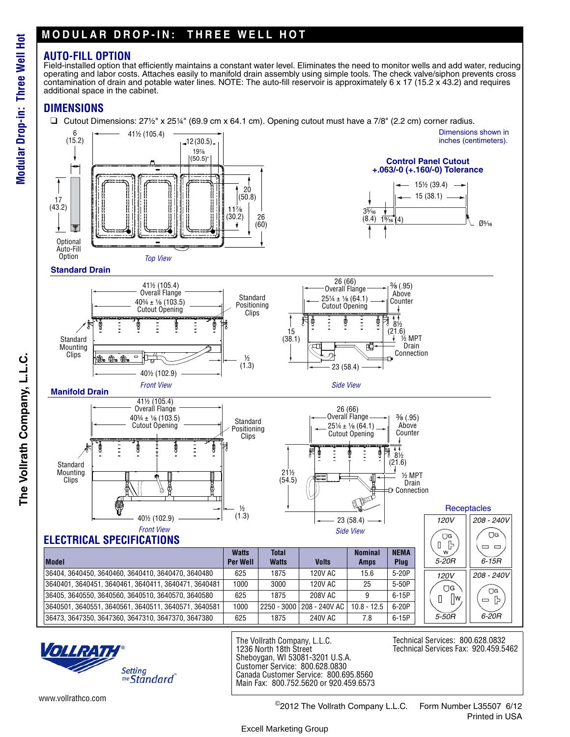## MODULAR DROP-IN: THREE WELL HOT

### AUTO-FILL OPTION

Field-installed option that efficiently maintains a constant water level. Eliminates the need to monitor wells and add water, reducing operating and labor costs. Attaches easily to manifold drain assembly using simple tools. The check valve/siphon prevents cross contamination of drain and potable water lines. NOTE: The auto-fill reservoir is approximately 6 x 17 (15.2 x 43.2) and requires additional space in the cabinet.

### DIMENSIONS

- Cutout Dimensions: 27½" x 25¼" (69.9 cm x 64.1 cm). Opening cutout must have a 7/8" (2.2 cm) corner radius.

Dimensions shown in inches (centimeters).

6 (15.2)
41½ (105.4)
12 (30.5)
19⅞ (50.5)
17 (43.2)
20 (50.8)
11⅞ (30.2)
26 (60)
Optional Auto-Fill Option

*Top View*

**Control Panel Cutout**
**+.063/-0 (+.160/-0) Tolerance**

15½ (39.4)
15 (38.1)
3⁵⁄₁₆ (8.4)
1⁹⁄₁₆ (4)
Ø⁵⁄₁₆

**Standard Drain**

41½ (105.4) Overall Flange
40¾ ± ⅛ (103.5) Cutout Opening
Standard Positioning Clips
Standard Mounting Clips
½ (1.3)
40½ (102.9)

*Front View*

26 (66) Overall Flange
25¼ ± ⅛ (64.1) Cutout Opening
⅜ (.95) Above Counter
15 (38.1)
8½ (21.6)
½ MPT Drain Connection
23 (58.4)

*Side View*

**Manifold Drain**

41½ (105.4) Overall Flange
40¾ ± ⅛ (103.5) Cutout Opening
Standard Positioning Clips
Standard Mounting Clips
½ (1.3)
40½ (102.9)

*Front View*

26 (66) Overall Flange
25¼ ± ⅛ (64.1) Cutout Opening
⅜ (.95) Above Counter
21½ (54.5)
8½ (21.6)
½ MPT Drain Connection
23 (58.4)

*Side View*

### ELECTRICAL SPECIFICATIONS

| Model | Watts Per Well | Total Watts | Volts | Nominal Amps | NEMA Plug |
|---|---|---|---|---|---|
| 36404, 3640450, 3640460, 3640410, 3640470, 3640480 | 625 | 1875 | 120V AC | 15.6 | 5-20P |
| 3640401, 3640451, 3640461, 3640411, 3640471, 3640481 | 1000 | 3000 | 120V AC | 25 | 5-50P |
| 36405, 3640550, 3640560, 3640510, 3640570, 3640580 | 625 | 1875 | 208V AC | 9 | 6-15P |
| 3640501, 3640551, 3640561, 3640511, 3640571, 3640581 | 1000 | 2250 - 3000 | 208 - 240V AC | 10.8 - 12.5 | 6-20P |
| 36473, 3647350, 3647360, 3647310, 3647370, 3647380 | 625 | 1875 | 240V AC | 7.8 | 6-15P |

**Receptacles**

120V 5-20R
208 - 240V 6-15R
120V 5-50R
208 - 240V 6-20R

VOLLRATH® Setting the Standard™

www.vollrathco.com

The Vollrath Company, L.L.C.
1236 North 18th Street
Sheboygan, WI 53081-3201 U.S.A.
Customer Service: 800.628.0830
Canada Customer Service: 800.695.8560
Main Fax: 800.752.5620 or 920.459.6573

Technical Services: 800.628.0832
Technical Services Fax: 920.459.5462

©2012 The Vollrath Company L.L.C. Form Number L35507 6/12
Printed in USA

Excell Marketing Group